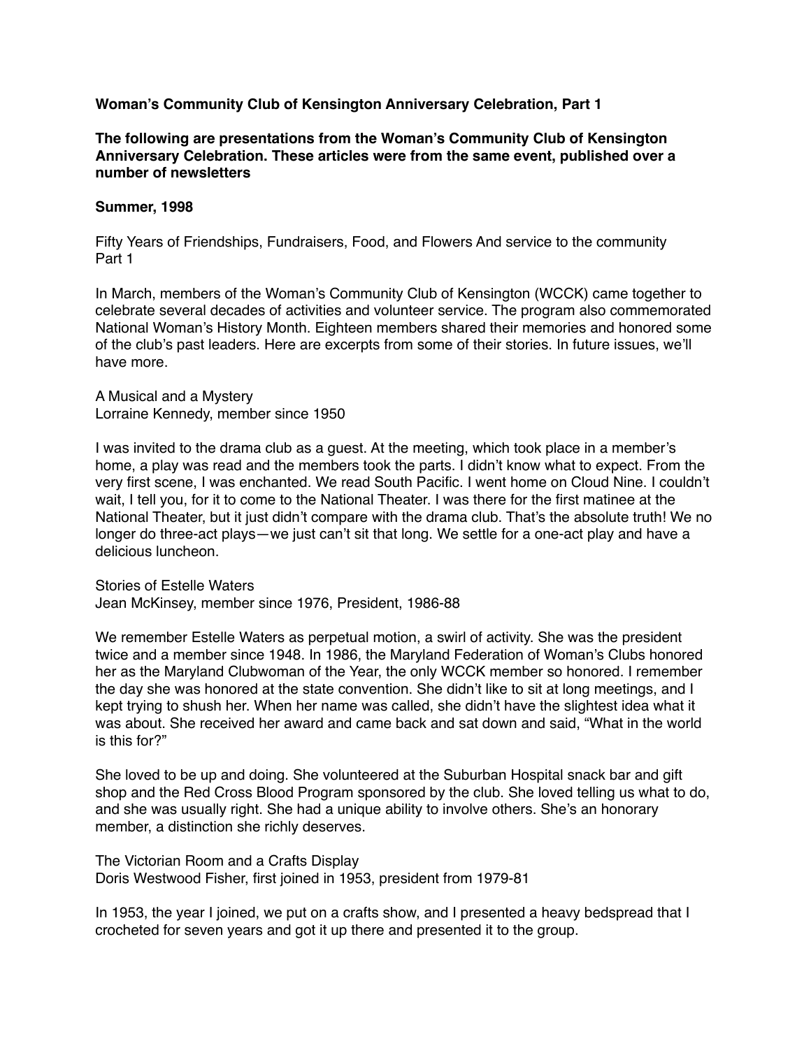**Woman's Community Club of Kensington Anniversary Celebration, Part 1**

**The following are presentations from the Woman's Community Club of Kensington Anniversary Celebration. These articles were from the same event, published over a number of newsletters**

**Summer, 1998**

Fifty Years of Friendships, Fundraisers, Food, and Flowers And service to the community
Part 1

In March, members of the Woman's Community Club of Kensington (WCCK) came together to celebrate several decades of activities and volunteer service. The program also commemorated National Woman's History Month. Eighteen members shared their memories and honored some of the club's past leaders. Here are excerpts from some of their stories. In future issues, we'll have more.

A Musical and a Mystery
Lorraine Kennedy, member since 1950

I was invited to the drama club as a guest. At the meeting, which took place in a member's home, a play was read and the members took the parts. I didn't know what to expect. From the very first scene, I was enchanted. We read South Pacific. I went home on Cloud Nine. I couldn't wait, I tell you, for it to come to the National Theater. I was there for the first matinee at the National Theater, but it just didn't compare with the drama club. That's the absolute truth! We no longer do three-act plays—we just can't sit that long. We settle for a one-act play and have a delicious luncheon.

Stories of Estelle Waters
Jean McKinsey, member since 1976, President, 1986-88

We remember Estelle Waters as perpetual motion, a swirl of activity. She was the president twice and a member since 1948. In 1986, the Maryland Federation of Woman's Clubs honored her as the Maryland Clubwoman of the Year, the only WCCK member so honored. I remember the day she was honored at the state convention. She didn't like to sit at long meetings, and I kept trying to shush her. When her name was called, she didn't have the slightest idea what it was about. She received her award and came back and sat down and said, "What in the world is this for?"

She loved to be up and doing. She volunteered at the Suburban Hospital snack bar and gift shop and the Red Cross Blood Program sponsored by the club. She loved telling us what to do, and she was usually right. She had a unique ability to involve others. She's an honorary member, a distinction she richly deserves.

The Victorian Room and a Crafts Display
Doris Westwood Fisher, first joined in 1953, president from 1979-81

In 1953, the year I joined, we put on a crafts show, and I presented a heavy bedspread that I crocheted for seven years and got it up there and presented it to the group.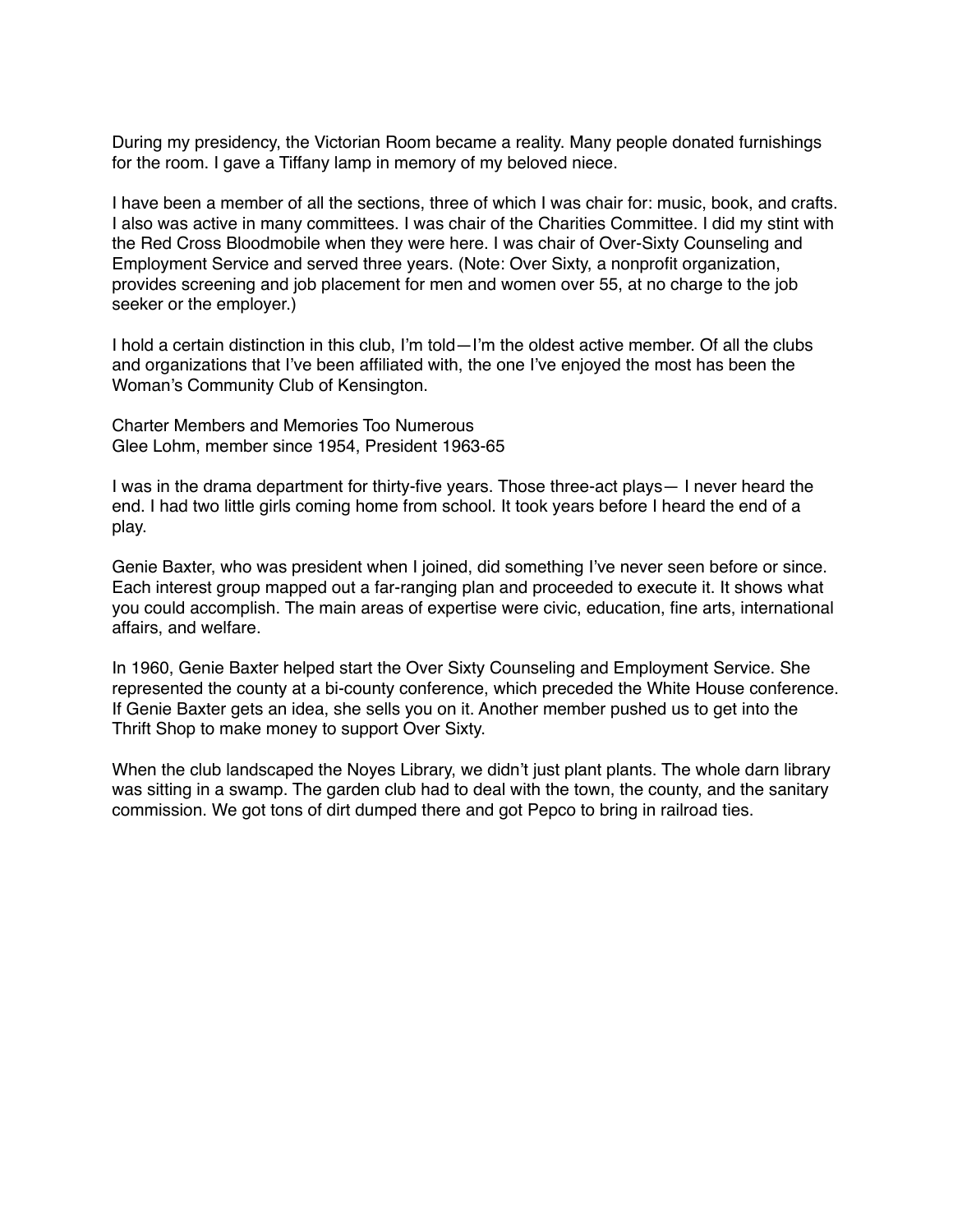During my presidency, the Victorian Room became a reality. Many people donated furnishings for the room. I gave a Tiffany lamp in memory of my beloved niece.

I have been a member of all the sections, three of which I was chair for: music, book, and crafts. I also was active in many committees. I was chair of the Charities Committee. I did my stint with the Red Cross Bloodmobile when they were here. I was chair of Over-Sixty Counseling and Employment Service and served three years. (Note: Over Sixty, a nonprofit organization, provides screening and job placement for men and women over 55, at no charge to the job seeker or the employer.)

I hold a certain distinction in this club, I'm told—I'm the oldest active member. Of all the clubs and organizations that I've been affiliated with, the one I've enjoyed the most has been the Woman's Community Club of Kensington.

Charter Members and Memories Too Numerous
Glee Lohm, member since 1954, President 1963-65

I was in the drama department for thirty-five years. Those three-act plays— I never heard the end. I had two little girls coming home from school. It took years before I heard the end of a play.

Genie Baxter, who was president when I joined, did something I've never seen before or since. Each interest group mapped out a far-ranging plan and proceeded to execute it. It shows what you could accomplish. The main areas of expertise were civic, education, fine arts, international affairs, and welfare.

In 1960, Genie Baxter helped start the Over Sixty Counseling and Employment Service. She represented the county at a bi-county conference, which preceded the White House conference. If Genie Baxter gets an idea, she sells you on it. Another member pushed us to get into the Thrift Shop to make money to support Over Sixty.

When the club landscaped the Noyes Library, we didn't just plant plants. The whole darn library was sitting in a swamp. The garden club had to deal with the town, the county, and the sanitary commission. We got tons of dirt dumped there and got Pepco to bring in railroad ties.